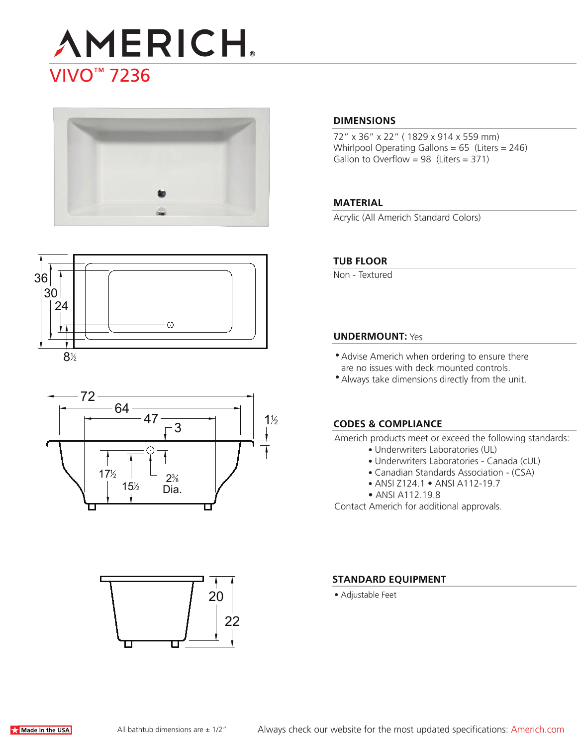# AMERICH

## VIVO™ 7236

### DIMENSIONS

72″ x 36″ x 22″ ( 1829 x 914 x 559 mm)
Whirlpool Operating Gallons = 65 (Liters = 246)
Gallon to Overflow = 98 (Liters = 371)

### MATERIAL

Acrylic (All Americh Standard Colors)

### TUB FLOOR

Non - Textured

### UNDERMOUNT: Yes

- Advise Americh when ordering to ensure there are no issues with deck mounted controls.
- Always take dimensions directly from the unit.

### CODES & COMPLIANCE

Americh products meet or exceed the following standards:

- Underwriters Laboratories (UL)
- Underwriters Laboratories - Canada (cUL)
- Canadian Standards Association - (CSA)
- ANSI Z124.1 • ANSI A112-19.7
- ANSI A112.19.8

Contact Americh for additional approvals.

### STANDARD EQUIPMENT

- Adjustable Feet

Made in the USA

All bathtub dimensions are ± 1/2″

Always check our website for the most updated specifications: Americh.com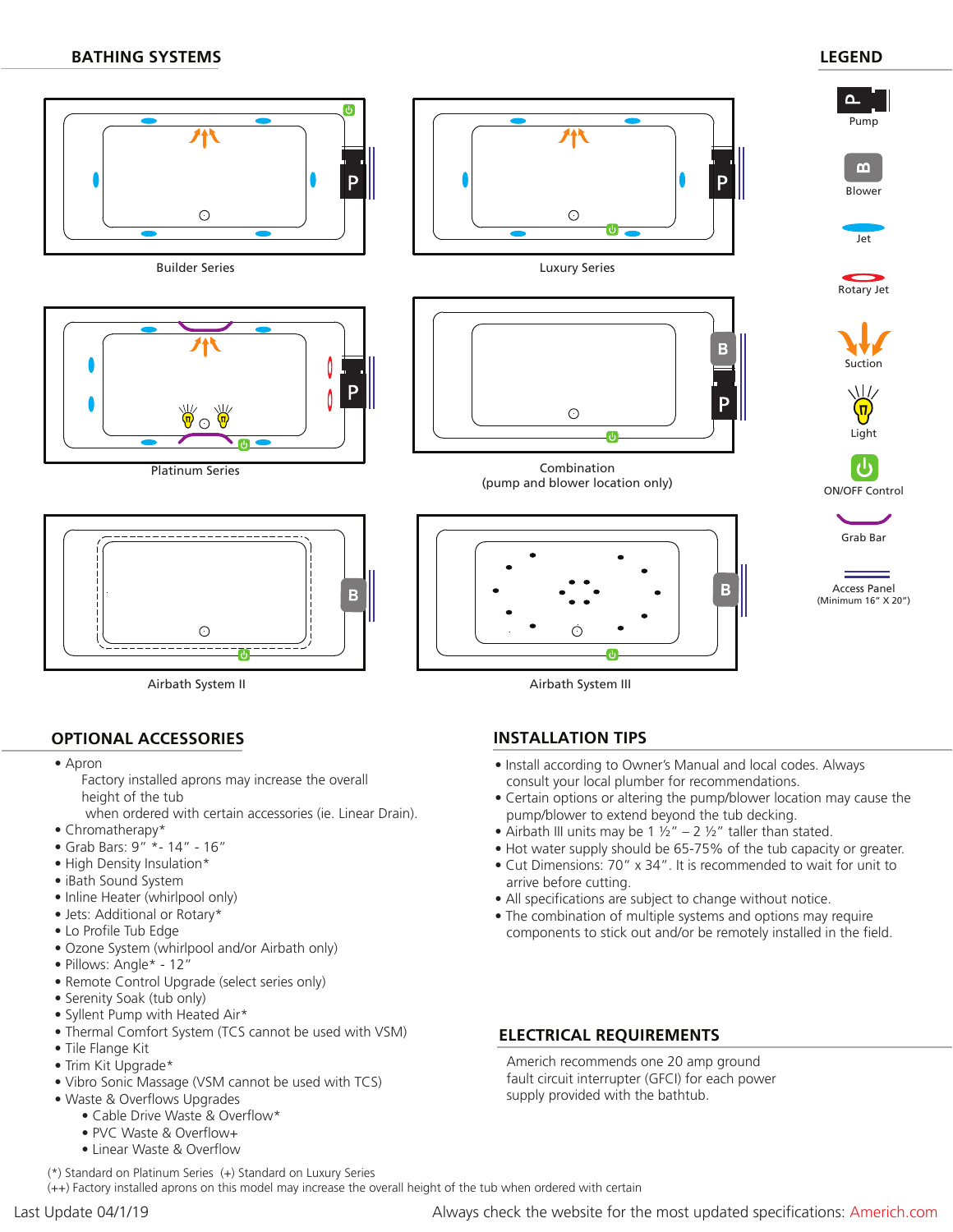## BATHING SYSTEMS

Builder Series

Luxury Series

Platinum Series

Combination
(pump and blower location only)

Airbath System II

Airbath System III

## LEGEND

Pump

Blower

Jet

Rotary Jet

Suction

Light

ON/OFF Control

Grab Bar

Access Panel
(Minimum 16" X 20")

## OPTIONAL ACCESSORIES

- Apron
  Factory installed aprons may increase the overall height of the tub
  when ordered with certain accessories (ie. Linear Drain).
- Chromatherapy*
- Grab Bars: 9" *- 14" - 16"
- High Density Insulation*
- iBath Sound System
- Inline Heater (whirlpool only)
- Jets: Additional or Rotary*
- Lo Profile Tub Edge
- Ozone System (whirlpool and/or Airbath only)
- Pillows: Angle* - 12"
- Remote Control Upgrade (select series only)
- Serenity Soak (tub only)
- Syllent Pump with Heated Air*
- Thermal Comfort System (TCS cannot be used with VSM)
- Tile Flange Kit
- Trim Kit Upgrade*
- Vibro Sonic Massage (VSM cannot be used with TCS)
- Waste & Overflows Upgrades
  - Cable Drive Waste & Overflow*
  - PVC Waste & Overflow+
  - Linear Waste & Overflow

## INSTALLATION TIPS

- Install according to Owner's Manual and local codes. Always consult your local plumber for recommendations.
- Certain options or altering the pump/blower location may cause the pump/blower to extend beyond the tub decking.
- Airbath III units may be 1 ½" – 2 ½" taller than stated.
- Hot water supply should be 65-75% of the tub capacity or greater.
- Cut Dimensions: 70" x 34". It is recommended to wait for unit to arrive before cutting.
- All specifications are subject to change without notice.
- The combination of multiple systems and options may require components to stick out and/or be remotely installed in the field.

## ELECTRICAL REQUIREMENTS

Americh recommends one 20 amp ground fault circuit interrupter (GFCI) for each power supply provided with the bathtub.

(*) Standard on Platinum Series (+) Standard on Luxury Series
(++) Factory installed aprons on this model may increase the overall height of the tub when ordered with certain

Last Update 04/1/19

Always check the website for the most updated specifications: Americh.com